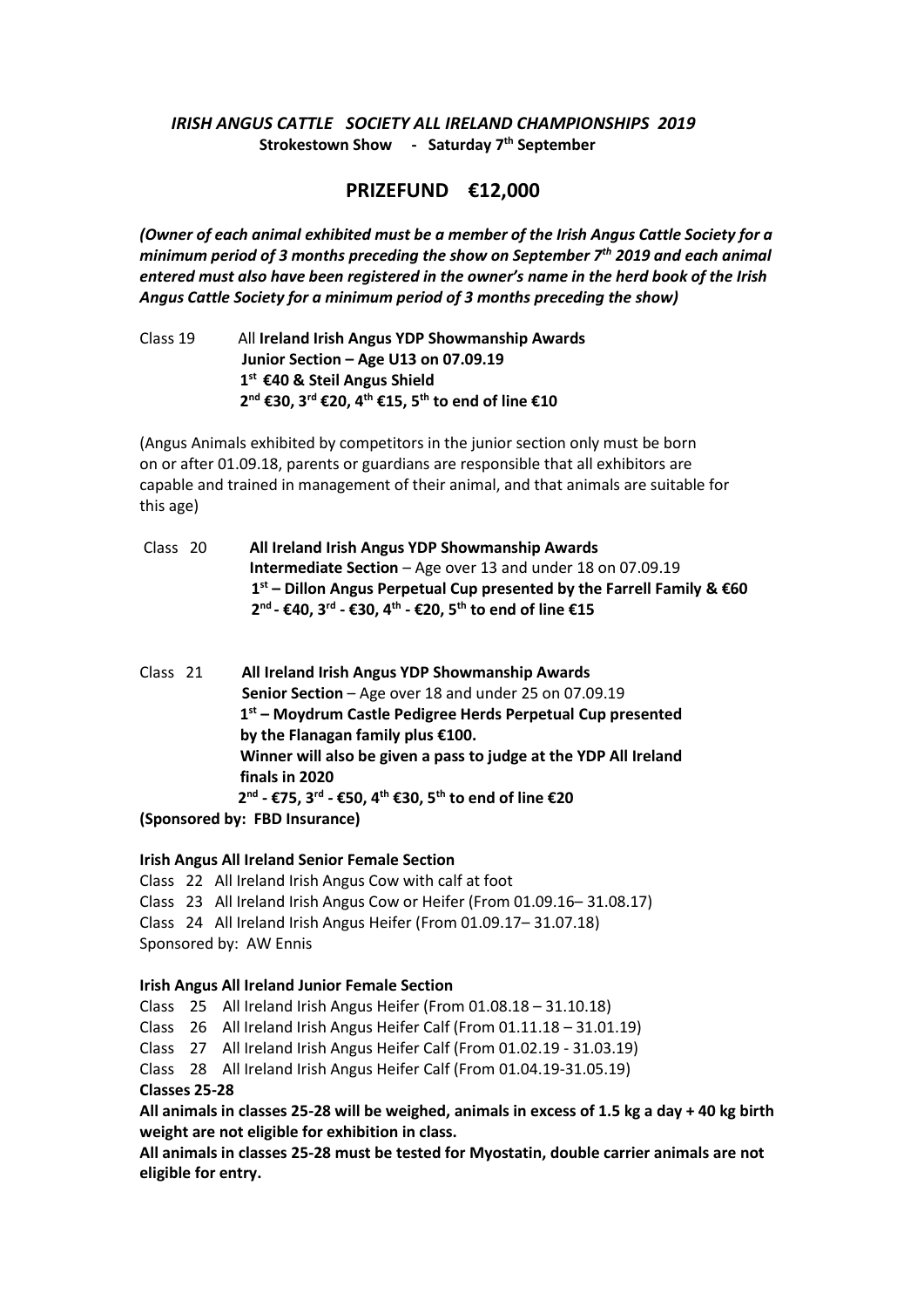***IRISH ANGUS CATTLE SOCIETY ALL IRELAND CHAMPIONSHIPS 2019***

**Strokestown Show - Saturday 7th September**

## PRIZEFUND €12,000

***(Owner of each animal exhibited must be a member of the Irish Angus Cattle Society for a minimum period of 3 months preceding the show on September 7th 2019 and each animal entered must also have been registered in the owner's name in the herd book of the Irish Angus Cattle Society for a minimum period of 3 months preceding the show)***

Class 19 All **Ireland Irish Angus YDP Showmanship Awards**
**Junior Section – Age U13 on 07.09.19**
**1st €40 & Steil Angus Shield**
**2nd €30, 3rd €20, 4th €15, 5th to end of line €10**

(Angus Animals exhibited by competitors in the junior section only must be born on or after 01.09.18, parents or guardians are responsible that all exhibitors are capable and trained in management of their animal, and that animals are suitable for this age)

Class 20 **All Ireland Irish Angus YDP Showmanship Awards**
**Intermediate Section** – Age over 13 and under 18 on 07.09.19
**1st – Dillon Angus Perpetual Cup presented by the Farrell Family & €60**
**2nd - €40, 3rd - €30, 4th - €20, 5th to end of line €15**

Class 21 **All Ireland Irish Angus YDP Showmanship Awards**
**Senior Section** – Age over 18 and under 25 on 07.09.19
**1st – Moydrum Castle Pedigree Herds Perpetual Cup presented by the Flanagan family plus €100.**
**Winner will also be given a pass to judge at the YDP All Ireland finals in 2020**
**2nd - €75, 3rd - €50, 4th €30, 5th to end of line €20**

**(Sponsored by: FBD Insurance)**

**Irish Angus All Ireland Senior Female Section**

Class 22 All Ireland Irish Angus Cow with calf at foot
Class 23 All Ireland Irish Angus Cow or Heifer (From 01.09.16– 31.08.17)
Class 24 All Ireland Irish Angus Heifer (From 01.09.17– 31.07.18)
Sponsored by: AW Ennis

**Irish Angus All Ireland Junior Female Section**

Class 25 All Ireland Irish Angus Heifer (From 01.08.18 – 31.10.18)
Class 26 All Ireland Irish Angus Heifer Calf (From 01.11.18 – 31.01.19)
Class 27 All Ireland Irish Angus Heifer Calf (From 01.02.19 - 31.03.19)
Class 28 All Ireland Irish Angus Heifer Calf (From 01.04.19-31.05.19)

**Classes 25-28**

**All animals in classes 25-28 will be weighed, animals in excess of 1.5 kg a day + 40 kg birth weight are not eligible for exhibition in class.**

**All animals in classes 25-28 must be tested for Myostatin, double carrier animals are not eligible for entry.**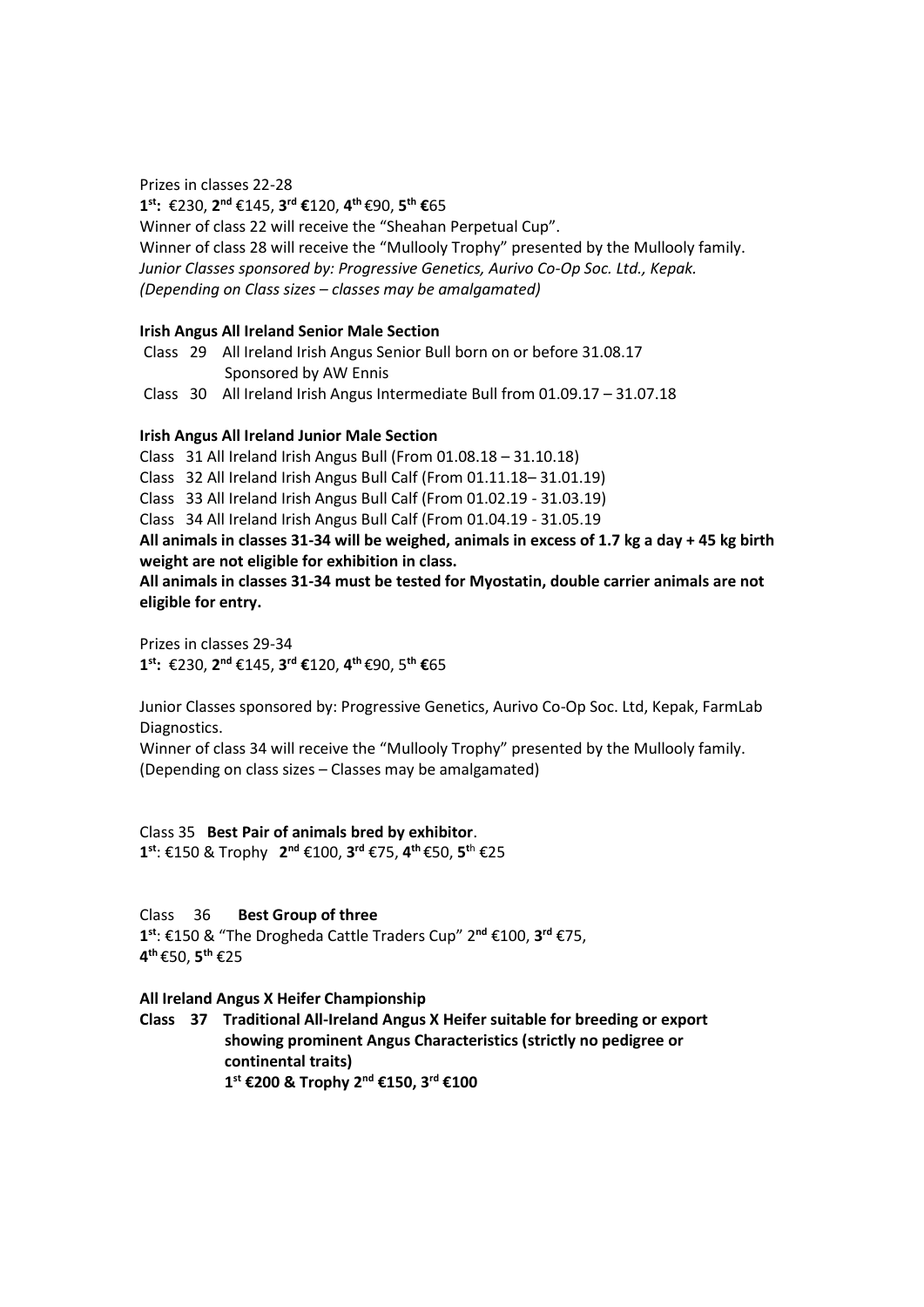Prizes in classes 22-28

**1st:** €230, **2nd** €145, **3rd €**120, **4th** €90, **5th €**65

Winner of class 22 will receive the "Sheahan Perpetual Cup".

Winner of class 28 will receive the "Mullooly Trophy" presented by the Mullooly family.

*Junior Classes sponsored by: Progressive Genetics, Aurivo Co-Op Soc. Ltd., Kepak.*

*(Depending on Class sizes – classes may be amalgamated)*

**Irish Angus All Ireland Senior Male Section**

Class 29 All Ireland Irish Angus Senior Bull born on or before 31.08.17
Sponsored by AW Ennis

Class 30 All Ireland Irish Angus Intermediate Bull from 01.09.17 – 31.07.18

**Irish Angus All Ireland Junior Male Section**

Class 31 All Ireland Irish Angus Bull (From 01.08.18 – 31.10.18)

Class 32 All Ireland Irish Angus Bull Calf (From 01.11.18– 31.01.19)

Class 33 All Ireland Irish Angus Bull Calf (From 01.02.19 - 31.03.19)

Class 34 All Ireland Irish Angus Bull Calf (From 01.04.19 - 31.05.19

**All animals in classes 31-34 will be weighed, animals in excess of 1.7 kg a day + 45 kg birth weight are not eligible for exhibition in class.**

**All animals in classes 31-34 must be tested for Myostatin, double carrier animals are not eligible for entry.**

Prizes in classes 29-34

**1st:** €230, **2nd** €145, **3rd €**120, **4th** €90, 5**th €**65

Junior Classes sponsored by: Progressive Genetics, Aurivo Co-Op Soc. Ltd, Kepak, FarmLab Diagnostics.

Winner of class 34 will receive the "Mullooly Trophy" presented by the Mullooly family.

(Depending on class sizes – Classes may be amalgamated)

Class 35 **Best Pair of animals bred by exhibitor**.

**1st**: €150 & Trophy **2nd** €100, **3rd** €75, **4th** €50, **5**th €25

Class 36 **Best Group of three**

**1st**: €150 & "The Drogheda Cattle Traders Cup" 2**nd** €100, **3rd** €75,
**4th** €50, **5th** €25

**All Ireland Angus X Heifer Championship**

**Class 37 Traditional All-Ireland Angus X Heifer suitable for breeding or export showing prominent Angus Characteristics (strictly no pedigree or continental traits)**

**1st €200 & Trophy 2nd €150, 3rd €100**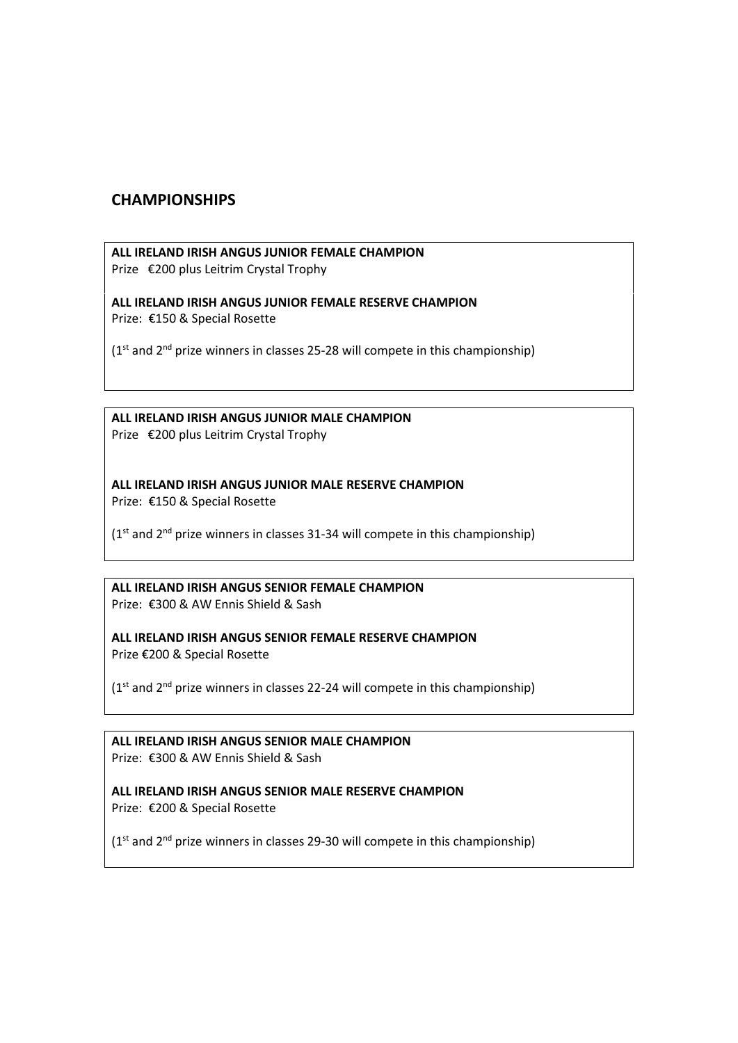## CHAMPIONSHIPS

**ALL IRELAND IRISH ANGUS JUNIOR FEMALE CHAMPION**
Prize €200 plus Leitrim Crystal Trophy

**ALL IRELAND IRISH ANGUS JUNIOR FEMALE RESERVE CHAMPION**
Prize: €150 & Special Rosette

(1st and 2nd prize winners in classes 25-28 will compete in this championship)

**ALL IRELAND IRISH ANGUS JUNIOR MALE CHAMPION**
Prize €200 plus Leitrim Crystal Trophy

**ALL IRELAND IRISH ANGUS JUNIOR MALE RESERVE CHAMPION**
Prize: €150 & Special Rosette

(1st and 2nd prize winners in classes 31-34 will compete in this championship)

**ALL IRELAND IRISH ANGUS SENIOR FEMALE CHAMPION**
Prize: €300 & AW Ennis Shield & Sash

**ALL IRELAND IRISH ANGUS SENIOR FEMALE RESERVE CHAMPION**
Prize €200 & Special Rosette

(1st and 2nd prize winners in classes 22-24 will compete in this championship)

**ALL IRELAND IRISH ANGUS SENIOR MALE CHAMPION**
Prize: €300 & AW Ennis Shield & Sash

**ALL IRELAND IRISH ANGUS SENIOR MALE RESERVE CHAMPION**
Prize: €200 & Special Rosette

(1st and 2nd prize winners in classes 29-30 will compete in this championship)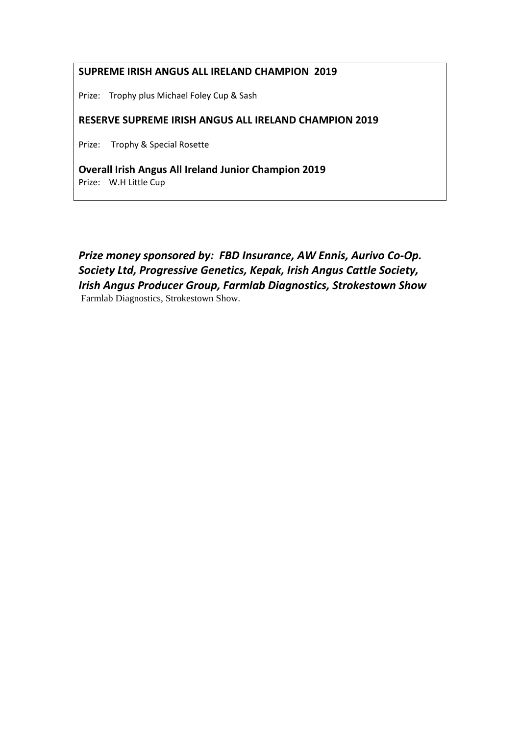**SUPREME IRISH ANGUS ALL IRELAND CHAMPION 2019**

Prize: Trophy plus Michael Foley Cup & Sash

**RESERVE SUPREME IRISH ANGUS ALL IRELAND CHAMPION 2019**

Prize: Trophy & Special Rosette

**Overall Irish Angus All Ireland Junior Champion 2019**

Prize: W.H Little Cup

***Prize money sponsored by: FBD Insurance, AW Ennis, Aurivo Co-Op. Society Ltd, Progressive Genetics, Kepak, Irish Angus Cattle Society, Irish Angus Producer Group, Farmlab Diagnostics, Strokestown Show***

Farmlab Diagnostics, Strokestown Show.